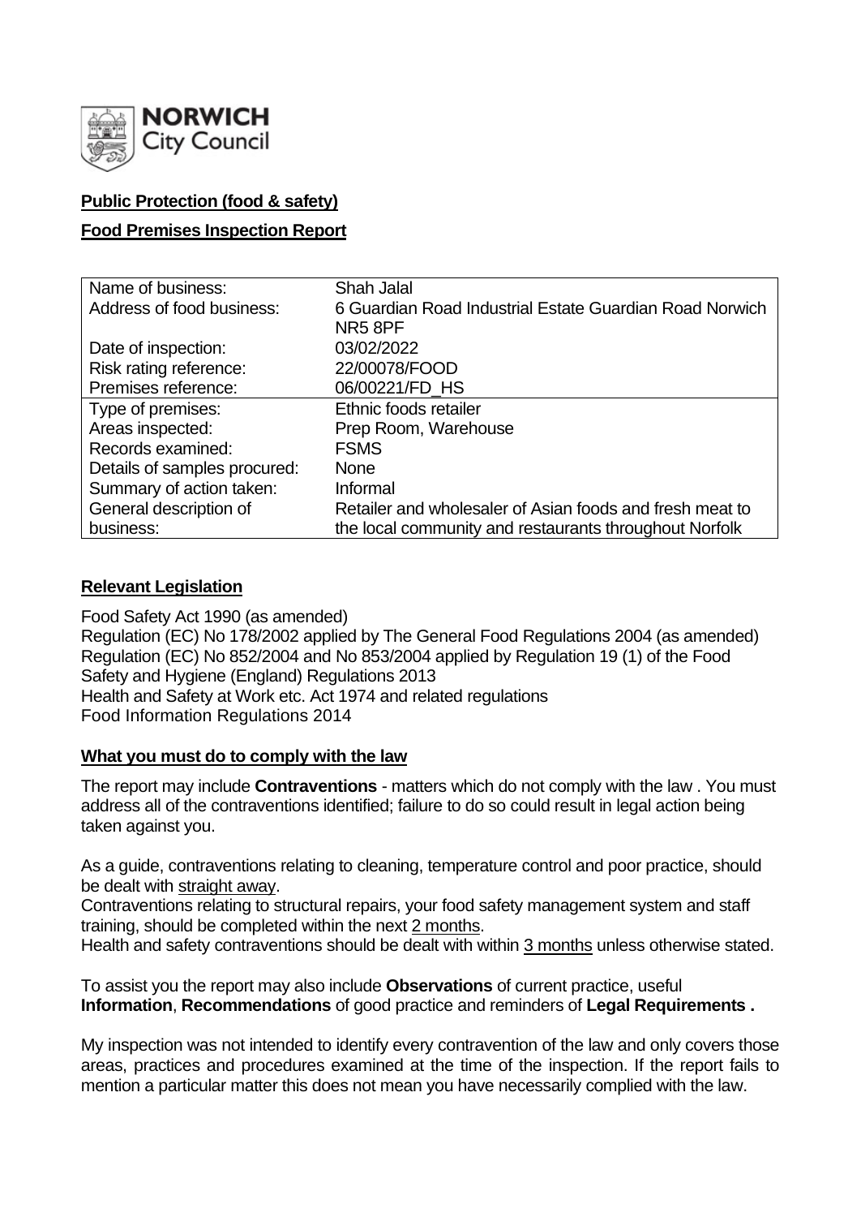**NORWICH** City Council

**Public Protection (food & safety)**

**Food Premises Inspection Report**

| Name of business: | Shah Jalal |
|---|---|
| Address of food business: | 6 Guardian Road Industrial Estate Guardian Road Norwich NR5 8PF |
| Date of inspection: | 03/02/2022 |
| Risk rating reference: | 22/00078/FOOD |
| Premises reference: | 06/00221/FD_HS |
| Type of premises: | Ethnic foods retailer |
| Areas inspected: | Prep Room, Warehouse |
| Records examined: | FSMS |
| Details of samples procured: | None |
| Summary of action taken: | Informal |
| General description of business: | Retailer and wholesaler of Asian foods and fresh meat to the local community and restaurants throughout Norfolk |

## Relevant Legislation

Food Safety Act 1990 (as amended)
Regulation (EC) No 178/2002 applied by The General Food Regulations 2004 (as amended)
Regulation (EC) No 852/2004 and No 853/2004 applied by Regulation 19 (1) of the Food Safety and Hygiene (England) Regulations 2013
Health and Safety at Work etc. Act 1974 and related regulations
Food Information Regulations 2014

## What you must do to comply with the law

The report may include **Contraventions** - matters which do not comply with the law . You must address all of the contraventions identified; failure to do so could result in legal action being taken against you.

As a guide, contraventions relating to cleaning, temperature control and poor practice, should be dealt with straight away.
Contraventions relating to structural repairs, your food safety management system and staff training, should be completed within the next 2 months.
Health and safety contraventions should be dealt with within 3 months unless otherwise stated.

To assist you the report may also include **Observations** of current practice, useful **Information**, **Recommendations** of good practice and reminders of **Legal Requirements .**

My inspection was not intended to identify every contravention of the law and only covers those areas, practices and procedures examined at the time of the inspection. If the report fails to mention a particular matter this does not mean you have necessarily complied with the law.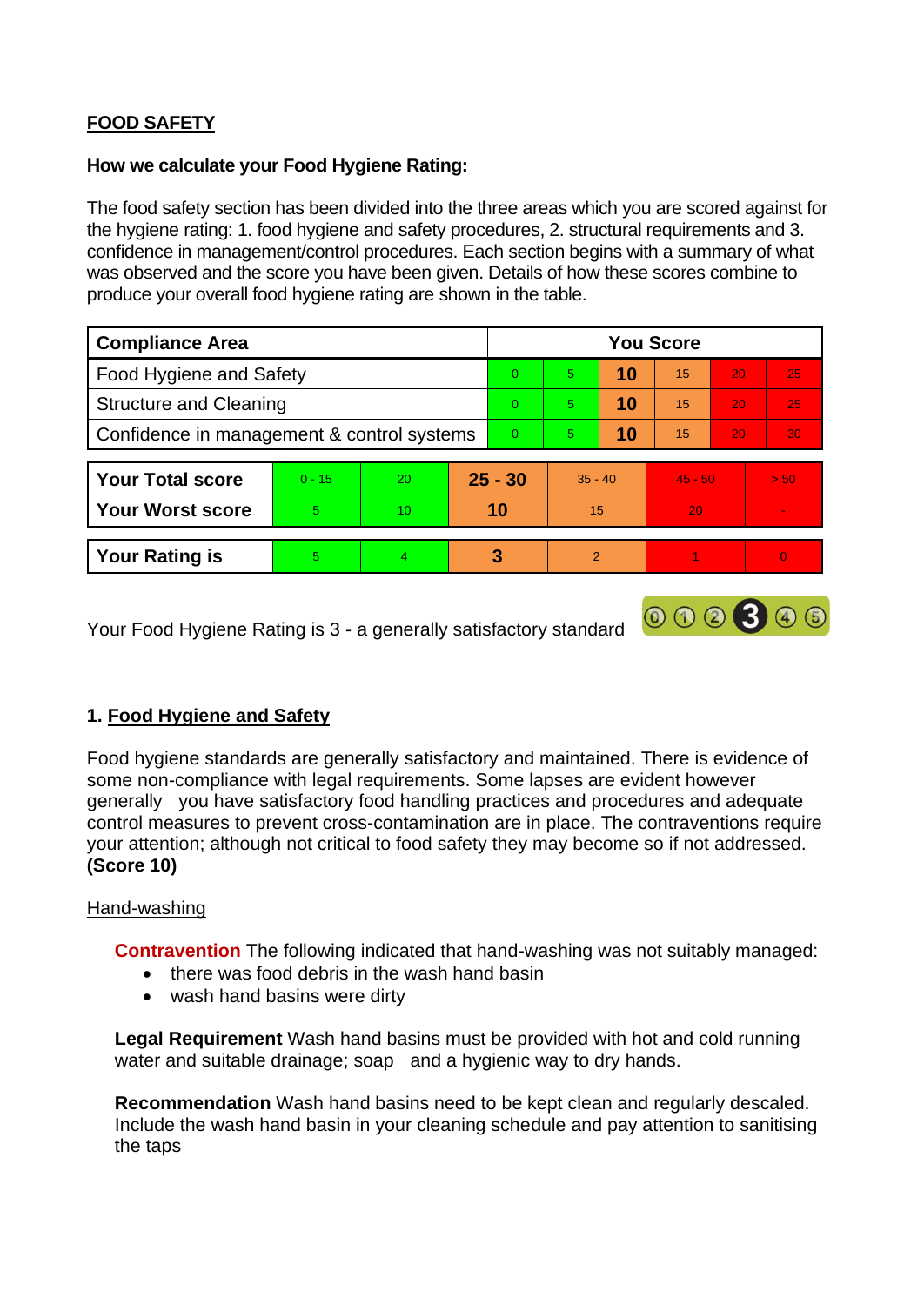## FOOD SAFETY

**How we calculate your Food Hygiene Rating:**

The food safety section has been divided into the three areas which you are scored against for the hygiene rating: 1. food hygiene and safety procedures, 2. structural requirements and 3. confidence in management/control procedures. Each section begins with a summary of what was observed and the score you have been given. Details of how these scores combine to produce your overall food hygiene rating are shown in the table.

| Compliance Area | You Score | | | | | |
|---|---|---|---|---|---|---|
| Food Hygiene and Safety | 0 | 5 | **10** | 15 | 20 | 25 |
| Structure and Cleaning | 0 | 5 | **10** | 15 | 20 | 25 |
| Confidence in management & control systems | 0 | 5 | **10** | 15 | 20 | 30 |

| | | | | | | |
|---|---|---|---|---|---|---|
| **Your Total score** | 0 - 15 | 20 | **25 - 30** | 35 - 40 | 45 - 50 | > 50 |
| **Your Worst score** | 5 | 10 | **10** | 15 | 20 | - |

| | | | | | | |
|---|---|---|---|---|---|---|
| **Your Rating is** | 5 | 4 | **3** | 2 | 1 | 0 |

Your Food Hygiene Rating is 3 - a generally satisfactory standard

### 1. Food Hygiene and Safety

Food hygiene standards are generally satisfactory and maintained. There is evidence of some non-compliance with legal requirements. Some lapses are evident however generally you have satisfactory food handling practices and procedures and adequate control measures to prevent cross-contamination are in place. The contraventions require your attention; although not critical to food safety they may become so if not addressed. **(Score 10)**

Hand-washing

**Contravention** The following indicated that hand-washing was not suitably managed:

- there was food debris in the wash hand basin
- wash hand basins were dirty

**Legal Requirement** Wash hand basins must be provided with hot and cold running water and suitable drainage; soap and a hygienic way to dry hands.

**Recommendation** Wash hand basins need to be kept clean and regularly descaled. Include the wash hand basin in your cleaning schedule and pay attention to sanitising the taps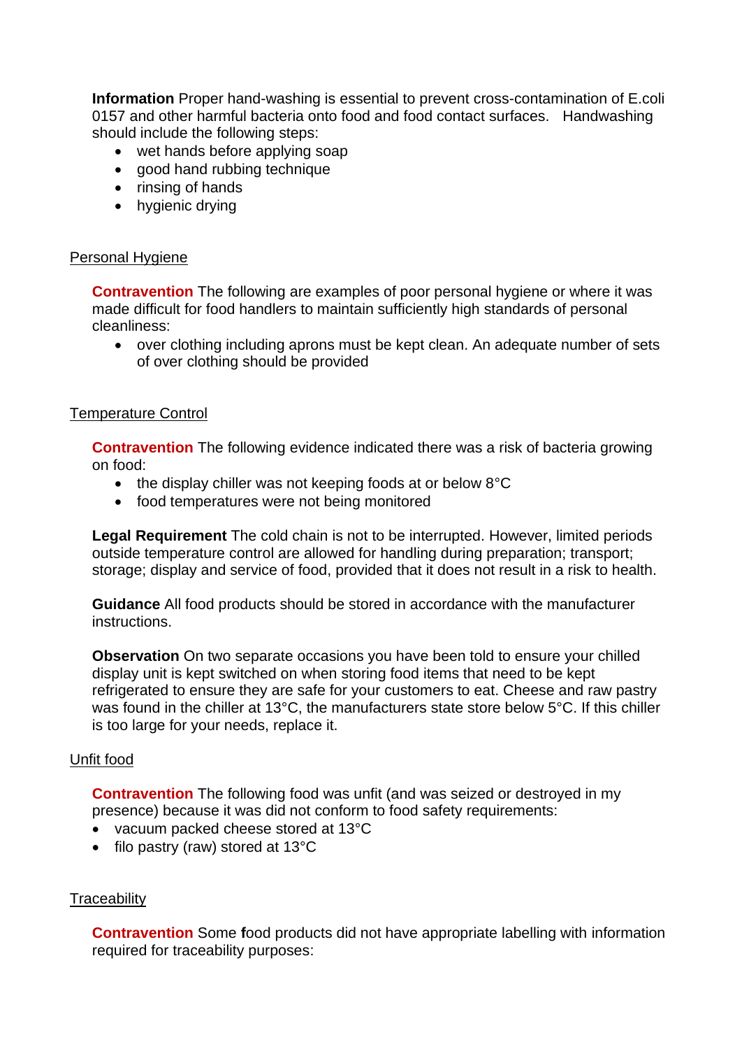**Information** Proper hand-washing is essential to prevent cross-contamination of E.coli 0157 and other harmful bacteria onto food and food contact surfaces. Handwashing should include the following steps:

- wet hands before applying soap
- good hand rubbing technique
- rinsing of hands
- hygienic drying

<u>Personal Hygiene</u>

**Contravention** The following are examples of poor personal hygiene or where it was made difficult for food handlers to maintain sufficiently high standards of personal cleanliness:

- over clothing including aprons must be kept clean. An adequate number of sets of over clothing should be provided

<u>Temperature Control</u>

**Contravention** The following evidence indicated there was a risk of bacteria growing on food:

- the display chiller was not keeping foods at or below 8°C
- food temperatures were not being monitored

**Legal Requirement** The cold chain is not to be interrupted. However, limited periods outside temperature control are allowed for handling during preparation; transport; storage; display and service of food, provided that it does not result in a risk to health.

**Guidance** All food products should be stored in accordance with the manufacturer instructions.

**Observation** On two separate occasions you have been told to ensure your chilled display unit is kept switched on when storing food items that need to be kept refrigerated to ensure they are safe for your customers to eat. Cheese and raw pastry was found in the chiller at 13°C, the manufacturers state store below 5°C. If this chiller is too large for your needs, replace it.

<u>Unfit food</u>

**Contravention** The following food was unfit (and was seized or destroyed in my presence) because it was did not conform to food safety requirements:

- vacuum packed cheese stored at 13°C
- filo pastry (raw) stored at 13°C

<u>Traceability</u>

**Contravention** Some **f**ood products did not have appropriate labelling with information required for traceability purposes: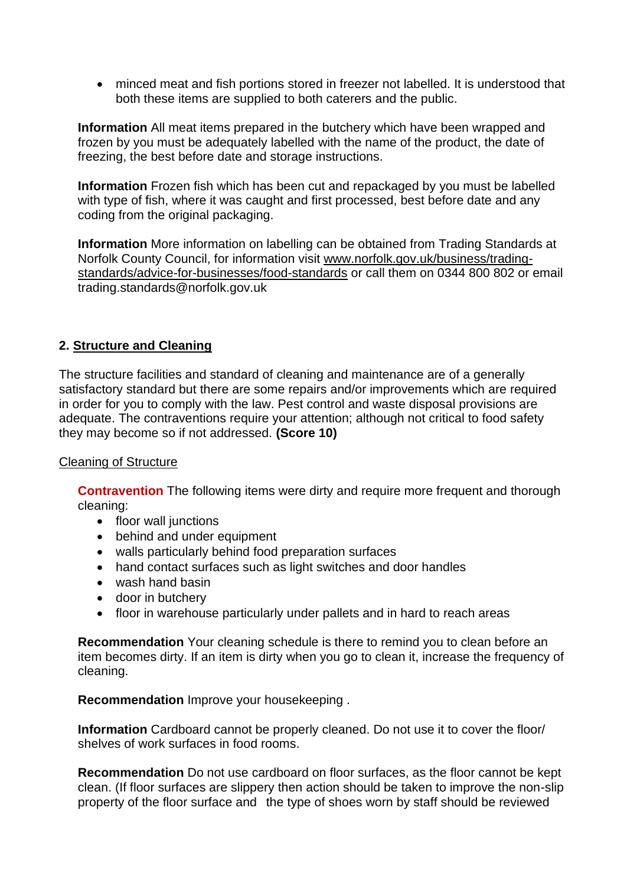- minced meat and fish portions stored in freezer not labelled. It is understood that both these items are supplied to both caterers and the public.

**Information** All meat items prepared in the butchery which have been wrapped and frozen by you must be adequately labelled with the name of the product, the date of freezing, the best before date and storage instructions.

**Information** Frozen fish which has been cut and repackaged by you must be labelled with type of fish, where it was caught and first processed, best before date and any coding from the original packaging.

**Information** More information on labelling can be obtained from Trading Standards at Norfolk County Council, for information visit www.norfolk.gov.uk/business/trading-standards/advice-for-businesses/food-standards or call them on 0344 800 802 or email trading.standards@norfolk.gov.uk

## 2. Structure and Cleaning

The structure facilities and standard of cleaning and maintenance are of a generally satisfactory standard but there are some repairs and/or improvements which are required in order for you to comply with the law. Pest control and waste disposal provisions are adequate. The contraventions require your attention; although not critical to food safety they may become so if not addressed. **(Score 10)**

### Cleaning of Structure

**Contravention** The following items were dirty and require more frequent and thorough cleaning:

- floor wall junctions
- behind and under equipment
- walls particularly behind food preparation surfaces
- hand contact surfaces such as light switches and door handles
- wash hand basin
- door in butchery
- floor in warehouse particularly under pallets and in hard to reach areas

**Recommendation** Your cleaning schedule is there to remind you to clean before an item becomes dirty. If an item is dirty when you go to clean it, increase the frequency of cleaning.

**Recommendation** Improve your housekeeping .

**Information** Cardboard cannot be properly cleaned. Do not use it to cover the floor/ shelves of work surfaces in food rooms.

**Recommendation** Do not use cardboard on floor surfaces, as the floor cannot be kept clean. (If floor surfaces are slippery then action should be taken to improve the non-slip property of the floor surface and the type of shoes worn by staff should be reviewed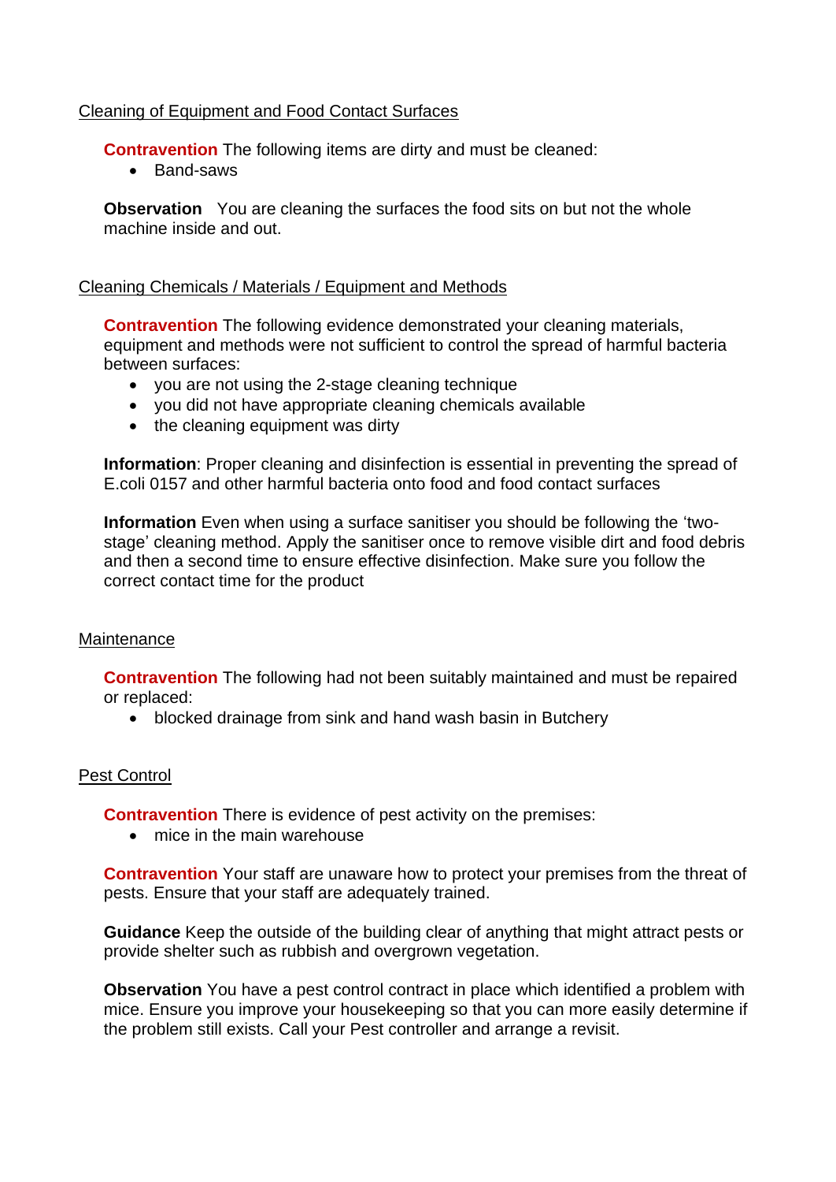Cleaning of Equipment and Food Contact Surfaces

**Contravention** The following items are dirty and must be cleaned:

- Band-saws

**Observation** You are cleaning the surfaces the food sits on but not the whole machine inside and out.

Cleaning Chemicals / Materials / Equipment and Methods

**Contravention** The following evidence demonstrated your cleaning materials, equipment and methods were not sufficient to control the spread of harmful bacteria between surfaces:

- you are not using the 2-stage cleaning technique
- you did not have appropriate cleaning chemicals available
- the cleaning equipment was dirty

**Information**: Proper cleaning and disinfection is essential in preventing the spread of E.coli 0157 and other harmful bacteria onto food and food contact surfaces

**Information** Even when using a surface sanitiser you should be following the 'two-stage' cleaning method. Apply the sanitiser once to remove visible dirt and food debris and then a second time to ensure effective disinfection. Make sure you follow the correct contact time for the product

Maintenance

**Contravention** The following had not been suitably maintained and must be repaired or replaced:

- blocked drainage from sink and hand wash basin in Butchery

Pest Control

**Contravention** There is evidence of pest activity on the premises:

- mice in the main warehouse

**Contravention** Your staff are unaware how to protect your premises from the threat of pests. Ensure that your staff are adequately trained.

**Guidance** Keep the outside of the building clear of anything that might attract pests or provide shelter such as rubbish and overgrown vegetation.

**Observation** You have a pest control contract in place which identified a problem with mice. Ensure you improve your housekeeping so that you can more easily determine if the problem still exists. Call your Pest controller and arrange a revisit.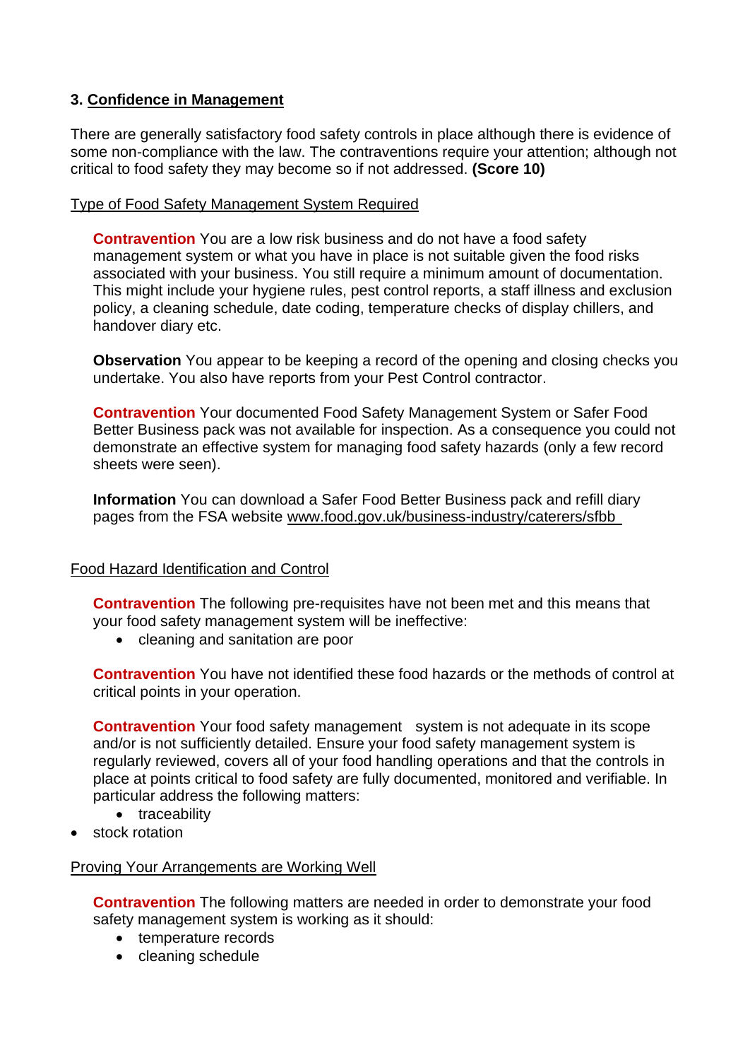### 3. Confidence in Management

There are generally satisfactory food safety controls in place although there is evidence of some non-compliance with the law. The contraventions require your attention; although not critical to food safety they may become so if not addressed. **(Score 10)**

Type of Food Safety Management System Required

**Contravention** You are a low risk business and do not have a food safety management system or what you have in place is not suitable given the food risks associated with your business. You still require a minimum amount of documentation. This might include your hygiene rules, pest control reports, a staff illness and exclusion policy, a cleaning schedule, date coding, temperature checks of display chillers, and handover diary etc.

**Observation** You appear to be keeping a record of the opening and closing checks you undertake. You also have reports from your Pest Control contractor.

**Contravention** Your documented Food Safety Management System or Safer Food Better Business pack was not available for inspection. As a consequence you could not demonstrate an effective system for managing food safety hazards (only a few record sheets were seen).

**Information** You can download a Safer Food Better Business pack and refill diary pages from the FSA website www.food.gov.uk/business-industry/caterers/sfbb

Food Hazard Identification and Control

**Contravention** The following pre-requisites have not been met and this means that your food safety management system will be ineffective:

- cleaning and sanitation are poor

**Contravention** You have not identified these food hazards or the methods of control at critical points in your operation.

**Contravention** Your food safety management system is not adequate in its scope and/or is not sufficiently detailed. Ensure your food safety management system is regularly reviewed, covers all of your food handling operations and that the controls in place at points critical to food safety are fully documented, monitored and verifiable. In particular address the following matters:

- traceability
- stock rotation

Proving Your Arrangements are Working Well

**Contravention** The following matters are needed in order to demonstrate your food safety management system is working as it should:

- temperature records
- cleaning schedule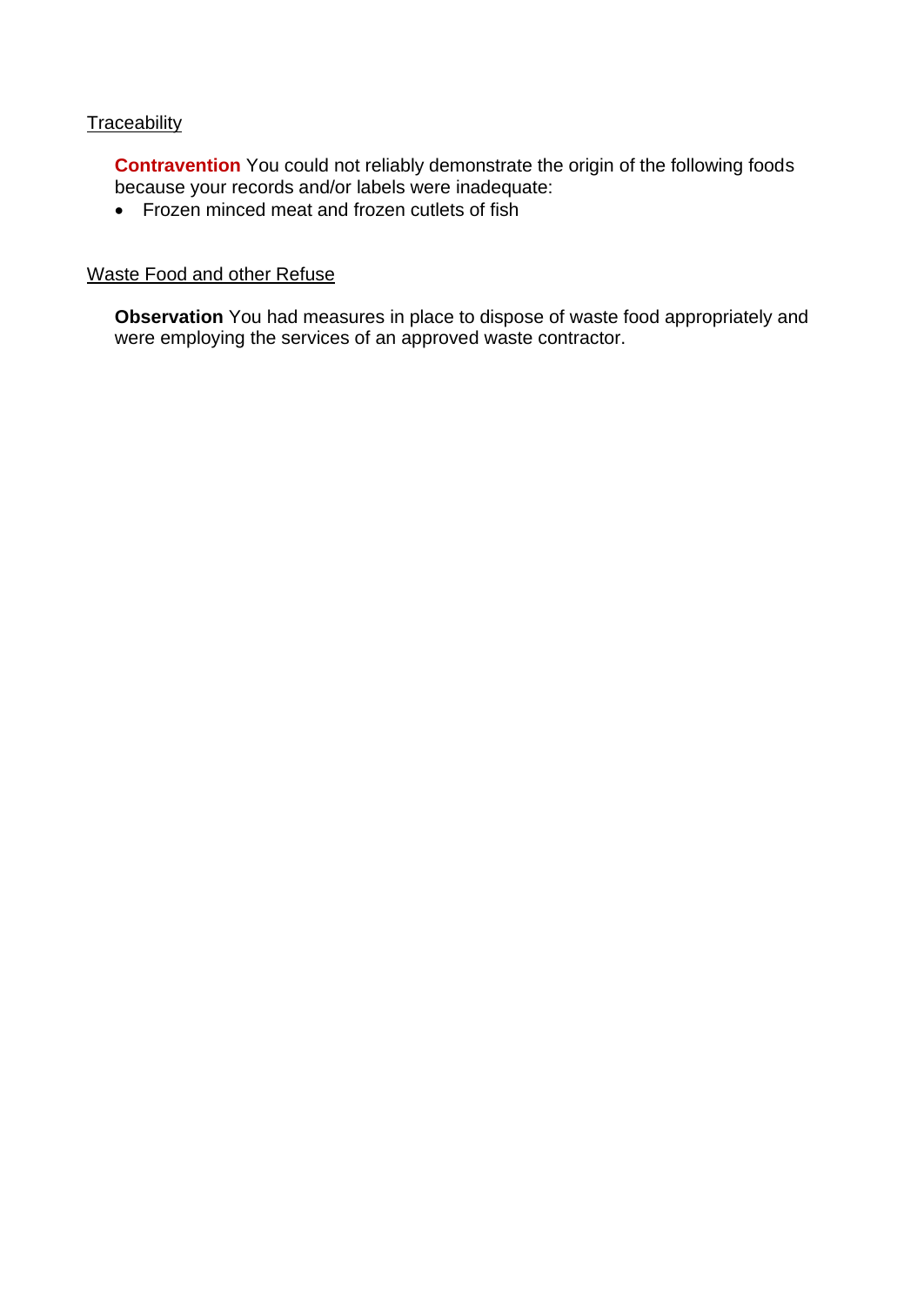Traceability

**Contravention** You could not reliably demonstrate the origin of the following foods because your records and/or labels were inadequate:

- Frozen minced meat and frozen cutlets of fish

Waste Food and other Refuse

**Observation** You had measures in place to dispose of waste food appropriately and were employing the services of an approved waste contractor.